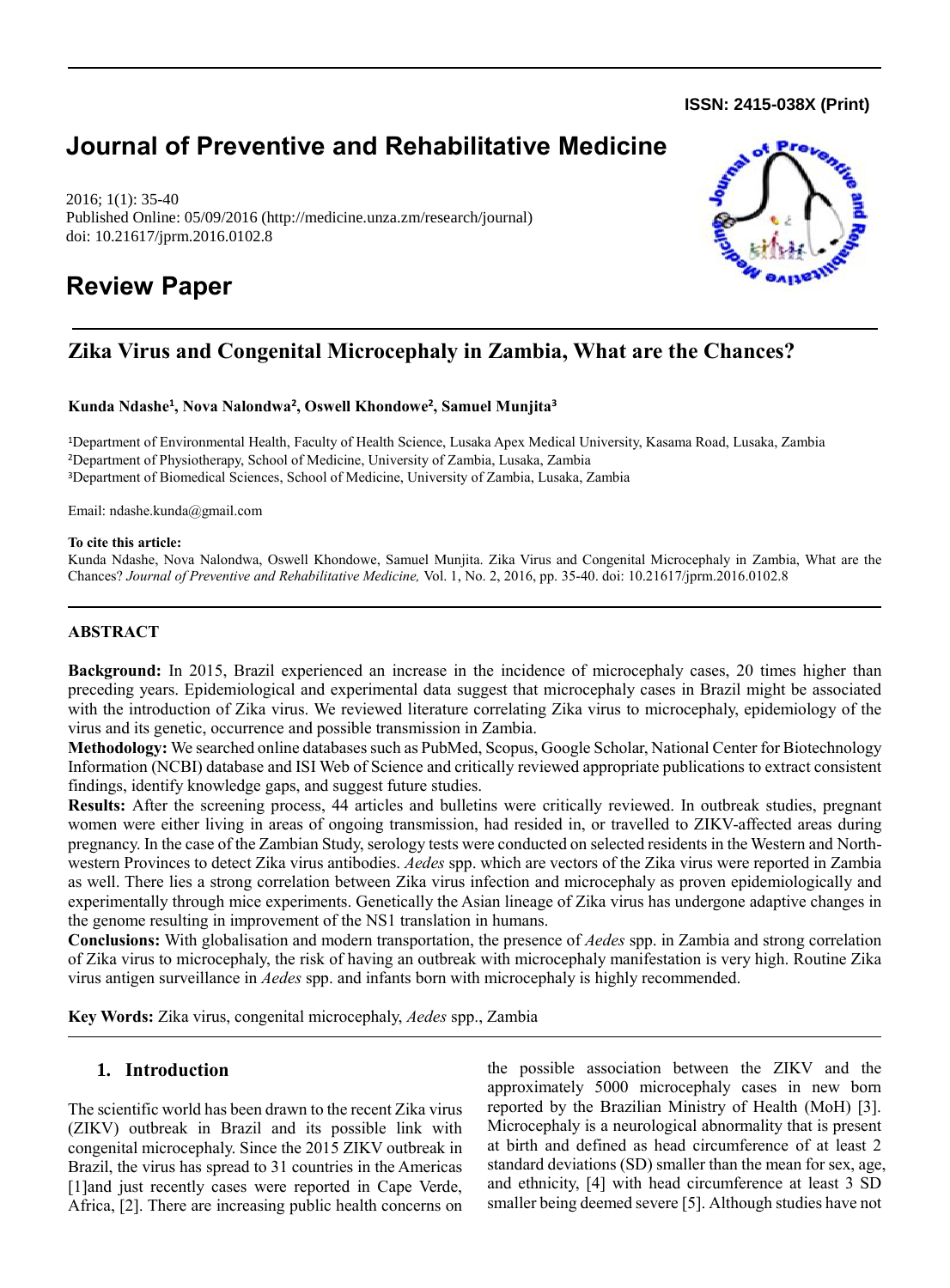ISSN: 2415-038X (Print)

# Journal of Preventive and Rehabilitative Medicine

2016; 1(1): 35-40
Published Online: 05/09/2016 (http://medicine.unza.zm/research/journal)
doi: 10.21617/jprm.2016.0102.8

## Review Paper

# Zika Virus and Congenital Microcephaly in Zambia, What are the Chances?

**Kunda Ndashe[1], Nova Nalondwa[2], Oswell Khondowe[2], Samuel Munjita[3]**

[1]Department of Environmental Health, Faculty of Health Science, Lusaka Apex Medical University, Kasama Road, Lusaka, Zambia
[2]Department of Physiotherapy, School of Medicine, University of Zambia, Lusaka, Zambia
[3]Department of Biomedical Sciences, School of Medicine, University of Zambia, Lusaka, Zambia

Email: ndashe.kunda@gmail.com

**To cite this article:**
Kunda Ndashe, Nova Nalondwa, Oswell Khondowe, Samuel Munjita. Zika Virus and Congenital Microcephaly in Zambia, What are the Chances? *Journal of Preventive and Rehabilitative Medicine,* Vol. 1, No. 2, 2016, pp. 35-40. doi: 10.21617/jprm.2016.0102.8

## ABSTRACT

**Background:** In 2015, Brazil experienced an increase in the incidence of microcephaly cases, 20 times higher than preceding years. Epidemiological and experimental data suggest that microcephaly cases in Brazil might be associated with the introduction of Zika virus. We reviewed literature correlating Zika virus to microcephaly, epidemiology of the virus and its genetic, occurrence and possible transmission in Zambia.

**Methodology:** We searched online databases such as PubMed, Scopus, Google Scholar, National Center for Biotechnology Information (NCBI) database and ISI Web of Science and critically reviewed appropriate publications to extract consistent findings, identify knowledge gaps, and suggest future studies.

**Results:** After the screening process, 44 articles and bulletins were critically reviewed. In outbreak studies, pregnant women were either living in areas of ongoing transmission, had resided in, or travelled to ZIKV-affected areas during pregnancy. In the case of the Zambian Study, serology tests were conducted on selected residents in the Western and North-western Provinces to detect Zika virus antibodies. *Aedes* spp. which are vectors of the Zika virus were reported in Zambia as well. There lies a strong correlation between Zika virus infection and microcephaly as proven epidemiologically and experimentally through mice experiments. Genetically the Asian lineage of Zika virus has undergone adaptive changes in the genome resulting in improvement of the NS1 translation in humans.

**Conclusions:** With globalisation and modern transportation, the presence of *Aedes* spp. in Zambia and strong correlation of Zika virus to microcephaly, the risk of having an outbreak with microcephaly manifestation is very high. Routine Zika virus antigen surveillance in *Aedes* spp. and infants born with microcephaly is highly recommended.

**Key Words:** Zika virus, congenital microcephaly, *Aedes* spp., Zambia

## 1. Introduction

The scientific world has been drawn to the recent Zika virus (ZIKV) outbreak in Brazil and its possible link with congenital microcephaly. Since the 2015 ZIKV outbreak in Brazil, the virus has spread to 31 countries in the Americas [1]and just recently cases were reported in Cape Verde, Africa, [2]. There are increasing public health concerns on the possible association between the ZIKV and the approximately 5000 microcephaly cases in new born reported by the Brazilian Ministry of Health (MoH) [3]. Microcephaly is a neurological abnormality that is present at birth and defined as head circumference of at least 2 standard deviations (SD) smaller than the mean for sex, age, and ethnicity, [4] with head circumference at least 3 SD smaller being deemed severe [5]. Although studies have not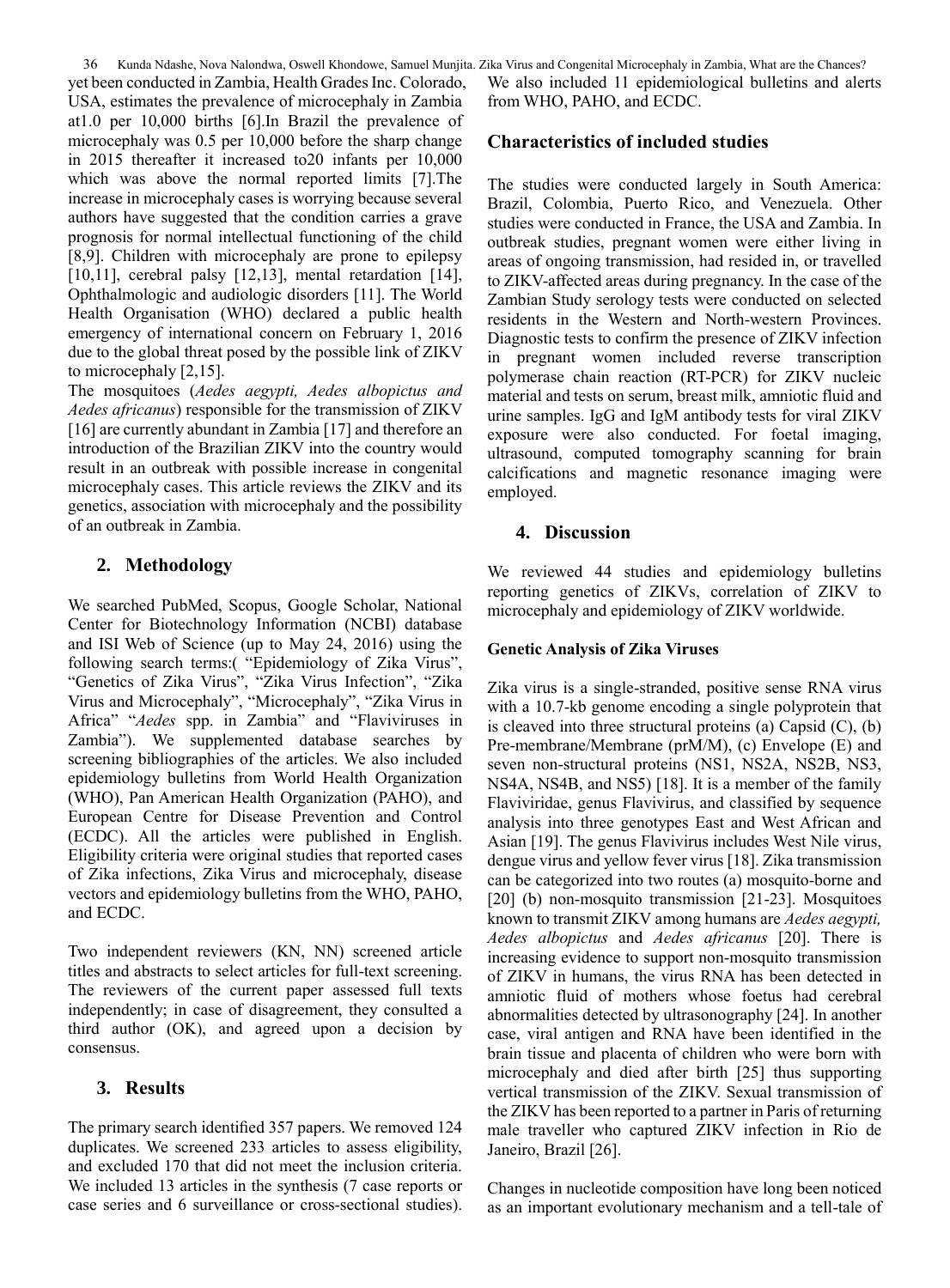yet been conducted in Zambia, Health Grades Inc. Colorado, USA, estimates the prevalence of microcephaly in Zambia at1.0 per 10,000 births [6].In Brazil the prevalence of microcephaly was 0.5 per 10,000 before the sharp change in 2015 thereafter it increased to20 infants per 10,000 which was above the normal reported limits [7].The increase in microcephaly cases is worrying because several authors have suggested that the condition carries a grave prognosis for normal intellectual functioning of the child [8,9]. Children with microcephaly are prone to epilepsy [10,11], cerebral palsy [12,13], mental retardation [14], Ophthalmologic and audiologic disorders [11]. The World Health Organisation (WHO) declared a public health emergency of international concern on February 1, 2016 due to the global threat posed by the possible link of ZIKV to microcephaly [2,15].

The mosquitoes (*Aedes aegypti, Aedes albopictus and Aedes africanus*) responsible for the transmission of ZIKV [16] are currently abundant in Zambia [17] and therefore an introduction of the Brazilian ZIKV into the country would result in an outbreak with possible increase in congenital microcephaly cases. This article reviews the ZIKV and its genetics, association with microcephaly and the possibility of an outbreak in Zambia.

## 2. Methodology

We searched PubMed, Scopus, Google Scholar, National Center for Biotechnology Information (NCBI) database and ISI Web of Science (up to May 24, 2016) using the following search terms:( "Epidemiology of Zika Virus", "Genetics of Zika Virus", "Zika Virus Infection", "Zika Virus and Microcephaly", "Microcephaly", "Zika Virus in Africa" "*Aedes* spp. in Zambia" and "Flaviviruses in Zambia"). We supplemented database searches by screening bibliographies of the articles. We also included epidemiology bulletins from World Health Organization (WHO), Pan American Health Organization (PAHO), and European Centre for Disease Prevention and Control (ECDC). All the articles were published in English. Eligibility criteria were original studies that reported cases of Zika infections, Zika Virus and microcephaly, disease vectors and epidemiology bulletins from the WHO, PAHO, and ECDC.

Two independent reviewers (KN, NN) screened article titles and abstracts to select articles for full-text screening. The reviewers of the current paper assessed full texts independently; in case of disagreement, they consulted a third author (OK), and agreed upon a decision by consensus.

## 3. Results

The primary search identified 357 papers. We removed 124 duplicates. We screened 233 articles to assess eligibility, and excluded 170 that did not meet the inclusion criteria. We included 13 articles in the synthesis (7 case reports or case series and 6 surveillance or cross-sectional studies). We also included 11 epidemiological bulletins and alerts from WHO, PAHO, and ECDC.

### Characteristics of included studies

The studies were conducted largely in South America: Brazil, Colombia, Puerto Rico, and Venezuela. Other studies were conducted in France, the USA and Zambia. In outbreak studies, pregnant women were either living in areas of ongoing transmission, had resided in, or travelled to ZIKV-affected areas during pregnancy. In the case of the Zambian Study serology tests were conducted on selected residents in the Western and North-western Provinces. Diagnostic tests to confirm the presence of ZIKV infection in pregnant women included reverse transcription polymerase chain reaction (RT-PCR) for ZIKV nucleic material and tests on serum, breast milk, amniotic fluid and urine samples. IgG and IgM antibody tests for viral ZIKV exposure were also conducted. For foetal imaging, ultrasound, computed tomography scanning for brain calcifications and magnetic resonance imaging were employed.

## 4. Discussion

We reviewed 44 studies and epidemiology bulletins reporting genetics of ZIKVs, correlation of ZIKV to microcephaly and epidemiology of ZIKV worldwide.

#### Genetic Analysis of Zika Viruses

Zika virus is a single-stranded, positive sense RNA virus with a 10.7-kb genome encoding a single polyprotein that is cleaved into three structural proteins (a) Capsid (C), (b) Pre-membrane/Membrane (prM/M), (c) Envelope (E) and seven non-structural proteins (NS1, NS2A, NS2B, NS3, NS4A, NS4B, and NS5) [18]. It is a member of the family Flaviviridae, genus Flavivirus, and classified by sequence analysis into three genotypes East and West African and Asian [19]. The genus Flavivirus includes West Nile virus, dengue virus and yellow fever virus [18]. Zika transmission can be categorized into two routes (a) mosquito-borne and [20] (b) non-mosquito transmission [21-23]. Mosquitoes known to transmit ZIKV among humans are *Aedes aegypti, Aedes albopictus* and *Aedes africanus* [20]. There is increasing evidence to support non-mosquito transmission of ZIKV in humans, the virus RNA has been detected in amniotic fluid of mothers whose foetus had cerebral abnormalities detected by ultrasonography [24]. In another case, viral antigen and RNA have been identified in the brain tissue and placenta of children who were born with microcephaly and died after birth [25] thus supporting vertical transmission of the ZIKV. Sexual transmission of the ZIKV has been reported to a partner in Paris of returning male traveller who captured ZIKV infection in Rio de Janeiro, Brazil [26].

Changes in nucleotide composition have long been noticed as an important evolutionary mechanism and a tell-tale of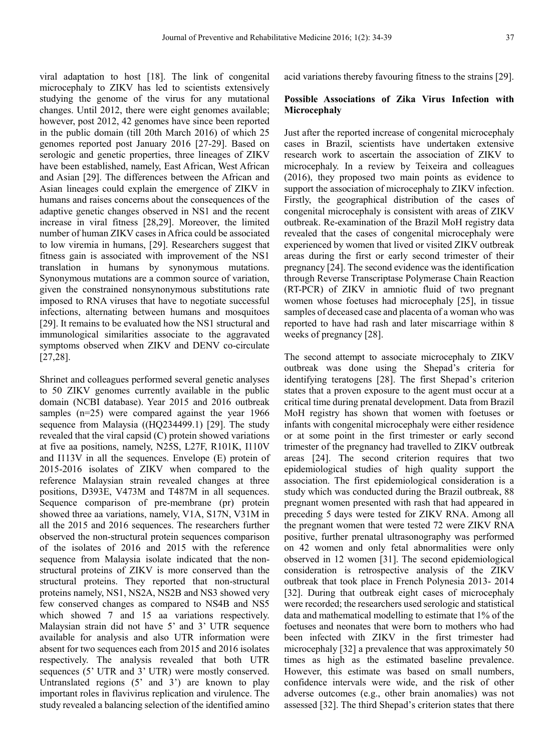viral adaptation to host [18]. The link of congenital microcephaly to ZIKV has led to scientists extensively studying the genome of the virus for any mutational changes. Until 2012, there were eight genomes available; however, post 2012, 42 genomes have since been reported in the public domain (till 20th March 2016) of which 25 genomes reported post January 2016 [27-29]. Based on serologic and genetic properties, three lineages of ZIKV have been established, namely, East African, West African and Asian [29]. The differences between the African and Asian lineages could explain the emergence of ZIKV in humans and raises concerns about the consequences of the adaptive genetic changes observed in NS1 and the recent increase in viral fitness [28,29]. Moreover, the limited number of human ZIKV cases in Africa could be associated to low viremia in humans, [29]. Researchers suggest that fitness gain is associated with improvement of the NS1 translation in humans by synonymous mutations. Synonymous mutations are a common source of variation, given the constrained nonsynonymous substitutions rate imposed to RNA viruses that have to negotiate successful infections, alternating between humans and mosquitoes [29]. It remains to be evaluated how the NS1 structural and immunological similarities associate to the aggravated symptoms observed when ZIKV and DENV co-circulate [27,28].

Shrinet and colleagues performed several genetic analyses to 50 ZIKV genomes currently available in the public domain (NCBI database). Year 2015 and 2016 outbreak samples (n=25) were compared against the year 1966 sequence from Malaysia ((HQ234499.1) [29]. The study revealed that the viral capsid (C) protein showed variations at five aa positions, namely, N25S, L27F, R101K, I110V and I113V in all the sequences. Envelope (E) protein of 2015-2016 isolates of ZIKV when compared to the reference Malaysian strain revealed changes at three positions, D393E, V473M and T487M in all sequences. Sequence comparison of pre-membrane (pr) protein showed three aa variations, namely, V1A, S17N, V31M in all the 2015 and 2016 sequences. The researchers further observed the non-structural protein sequences comparison of the isolates of 2016 and 2015 with the reference sequence from Malaysia isolate indicated that the non-structural proteins of ZIKV is more conserved than the structural proteins. They reported that non-structural proteins namely, NS1, NS2A, NS2B and NS3 showed very few conserved changes as compared to NS4B and NS5 which showed 7 and 15 aa variations respectively. Malaysian strain did not have 5' and 3' UTR sequence available for analysis and also UTR information were absent for two sequences each from 2015 and 2016 isolates respectively. The analysis revealed that both UTR sequences (5' UTR and 3' UTR) were mostly conserved. Untranslated regions (5' and 3') are known to play important roles in flavivirus replication and virulence. The study revealed a balancing selection of the identified amino acid variations thereby favouring fitness to the strains [29].

## Possible Associations of Zika Virus Infection with Microcephaly

Just after the reported increase of congenital microcephaly cases in Brazil, scientists have undertaken extensive research work to ascertain the association of ZIKV to microcephaly. In a review by Teixeira and colleagues (2016), they proposed two main points as evidence to support the association of microcephaly to ZIKV infection. Firstly, the geographical distribution of the cases of congenital microcephaly is consistent with areas of ZIKV outbreak. Re-examination of the Brazil MoH registry data revealed that the cases of congenital microcephaly were experienced by women that lived or visited ZIKV outbreak areas during the first or early second trimester of their pregnancy [24]. The second evidence was the identification through Reverse Transcriptase Polymerase Chain Reaction (RT-PCR) of ZIKV in amniotic fluid of two pregnant women whose foetuses had microcephaly [25], in tissue samples of deceased case and placenta of a woman who was reported to have had rash and later miscarriage within 8 weeks of pregnancy [28].

The second attempt to associate microcephaly to ZIKV outbreak was done using the Shepad's criteria for identifying teratogens [28]. The first Shepad's criterion states that a proven exposure to the agent must occur at a critical time during prenatal development. Data from Brazil MoH registry has shown that women with foetuses or infants with congenital microcephaly were either residence or at some point in the first trimester or early second trimester of the pregnancy had travelled to ZIKV outbreak areas [24]. The second criterion requires that two epidemiological studies of high quality support the association. The first epidemiological consideration is a study which was conducted during the Brazil outbreak, 88 pregnant women presented with rash that had appeared in preceding 5 days were tested for ZIKV RNA. Among all the pregnant women that were tested 72 were ZIKV RNA positive, further prenatal ultrasonography was performed on 42 women and only fetal abnormalities were only observed in 12 women [31]. The second epidemiological consideration is retrospective analysis of the ZIKV outbreak that took place in French Polynesia 2013- 2014 [32]. During that outbreak eight cases of microcephaly were recorded; the researchers used serologic and statistical data and mathematical modelling to estimate that 1% of the foetuses and neonates that were born to mothers who had been infected with ZIKV in the first trimester had microcephaly [32] a prevalence that was approximately 50 times as high as the estimated baseline prevalence. However, this estimate was based on small numbers, confidence intervals were wide, and the risk of other adverse outcomes (e.g., other brain anomalies) was not assessed [32]. The third Shepad's criterion states that there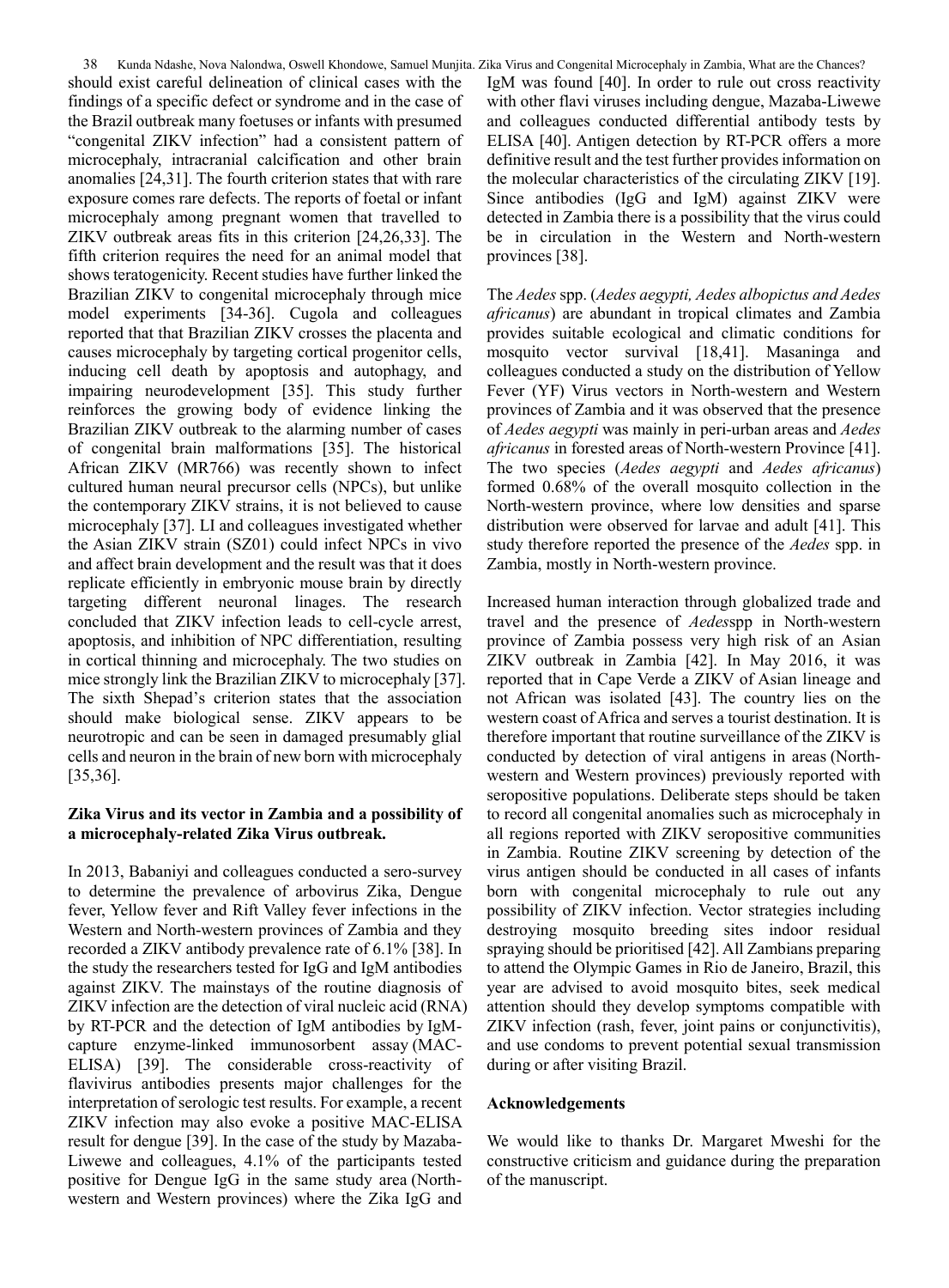should exist careful delineation of clinical cases with the findings of a specific defect or syndrome and in the case of the Brazil outbreak many foetuses or infants with presumed "congenital ZIKV infection" had a consistent pattern of microcephaly, intracranial calcification and other brain anomalies [24,31]. The fourth criterion states that with rare exposure comes rare defects. The reports of foetal or infant microcephaly among pregnant women that travelled to ZIKV outbreak areas fits in this criterion [24,26,33]. The fifth criterion requires the need for an animal model that shows teratogenicity. Recent studies have further linked the Brazilian ZIKV to congenital microcephaly through mice model experiments [34-36]. Cugola and colleagues reported that that Brazilian ZIKV crosses the placenta and causes microcephaly by targeting cortical progenitor cells, inducing cell death by apoptosis and autophagy, and impairing neurodevelopment [35]. This study further reinforces the growing body of evidence linking the Brazilian ZIKV outbreak to the alarming number of cases of congenital brain malformations [35]. The historical African ZIKV (MR766) was recently shown to infect cultured human neural precursor cells (NPCs), but unlike the contemporary ZIKV strains, it is not believed to cause microcephaly [37]. LI and colleagues investigated whether the Asian ZIKV strain (SZ01) could infect NPCs in vivo and affect brain development and the result was that it does replicate efficiently in embryonic mouse brain by directly targeting different neuronal linages. The research concluded that ZIKV infection leads to cell-cycle arrest, apoptosis, and inhibition of NPC differentiation, resulting in cortical thinning and microcephaly. The two studies on mice strongly link the Brazilian ZIKV to microcephaly [37]. The sixth Shepad's criterion states that the association should make biological sense. ZIKV appears to be neurotropic and can be seen in damaged presumably glial cells and neuron in the brain of new born with microcephaly [35,36].

**Zika Virus and its vector in Zambia and a possibility of a microcephaly-related Zika Virus outbreak.**

In 2013, Babaniyi and colleagues conducted a sero-survey to determine the prevalence of arbovirus Zika, Dengue fever, Yellow fever and Rift Valley fever infections in the Western and North-western provinces of Zambia and they recorded a ZIKV antibody prevalence rate of 6.1% [38]. In the study the researchers tested for IgG and IgM antibodies against ZIKV. The mainstays of the routine diagnosis of ZIKV infection are the detection of viral nucleic acid (RNA) by RT-PCR and the detection of IgM antibodies by IgM-capture enzyme-linked immunosorbent assay (MAC-ELISA) [39]. The considerable cross-reactivity of flavivirus antibodies presents major challenges for the interpretation of serologic test results. For example, a recent ZIKV infection may also evoke a positive MAC-ELISA result for dengue [39]. In the case of the study by Mazaba-Liwewe and colleagues, 4.1% of the participants tested positive for Dengue IgG in the same study area (North-western and Western provinces) where the Zika IgG and IgM was found [40]. In order to rule out cross reactivity with other flavi viruses including dengue, Mazaba-Liwewe and colleagues conducted differential antibody tests by ELISA [40]. Antigen detection by RT-PCR offers a more definitive result and the test further provides information on the molecular characteristics of the circulating ZIKV [19]. Since antibodies (IgG and IgM) against ZIKV were detected in Zambia there is a possibility that the virus could be in circulation in the Western and North-western provinces [38].

The *Aedes* spp. (*Aedes aegypti, Aedes albopictus and Aedes africanus*) are abundant in tropical climates and Zambia provides suitable ecological and climatic conditions for mosquito vector survival [18,41]. Masaninga and colleagues conducted a study on the distribution of Yellow Fever (YF) Virus vectors in North-western and Western provinces of Zambia and it was observed that the presence of *Aedes aegypti* was mainly in peri-urban areas and *Aedes africanus* in forested areas of North-western Province [41]. The two species (*Aedes aegypti* and *Aedes africanus*) formed 0.68% of the overall mosquito collection in the North-western province, where low densities and sparse distribution were observed for larvae and adult [41]. This study therefore reported the presence of the *Aedes* spp. in Zambia, mostly in North-western province.

Increased human interaction through globalized trade and travel and the presence of *Aedes*spp in North-western province of Zambia possess very high risk of an Asian ZIKV outbreak in Zambia [42]. In May 2016, it was reported that in Cape Verde a ZIKV of Asian lineage and not African was isolated [43]. The country lies on the western coast of Africa and serves a tourist destination. It is therefore important that routine surveillance of the ZIKV is conducted by detection of viral antigens in areas (North-western and Western provinces) previously reported with seropositive populations. Deliberate steps should be taken to record all congenital anomalies such as microcephaly in all regions reported with ZIKV seropositive communities in Zambia. Routine ZIKV screening by detection of the virus antigen should be conducted in all cases of infants born with congenital microcephaly to rule out any possibility of ZIKV infection. Vector strategies including destroying mosquito breeding sites indoor residual spraying should be prioritised [42]. All Zambians preparing to attend the Olympic Games in Rio de Janeiro, Brazil, this year are advised to avoid mosquito bites, seek medical attention should they develop symptoms compatible with ZIKV infection (rash, fever, joint pains or conjunctivitis), and use condoms to prevent potential sexual transmission during or after visiting Brazil.

**Acknowledgements**

We would like to thanks Dr. Margaret Mweshi for the constructive criticism and guidance during the preparation of the manuscript.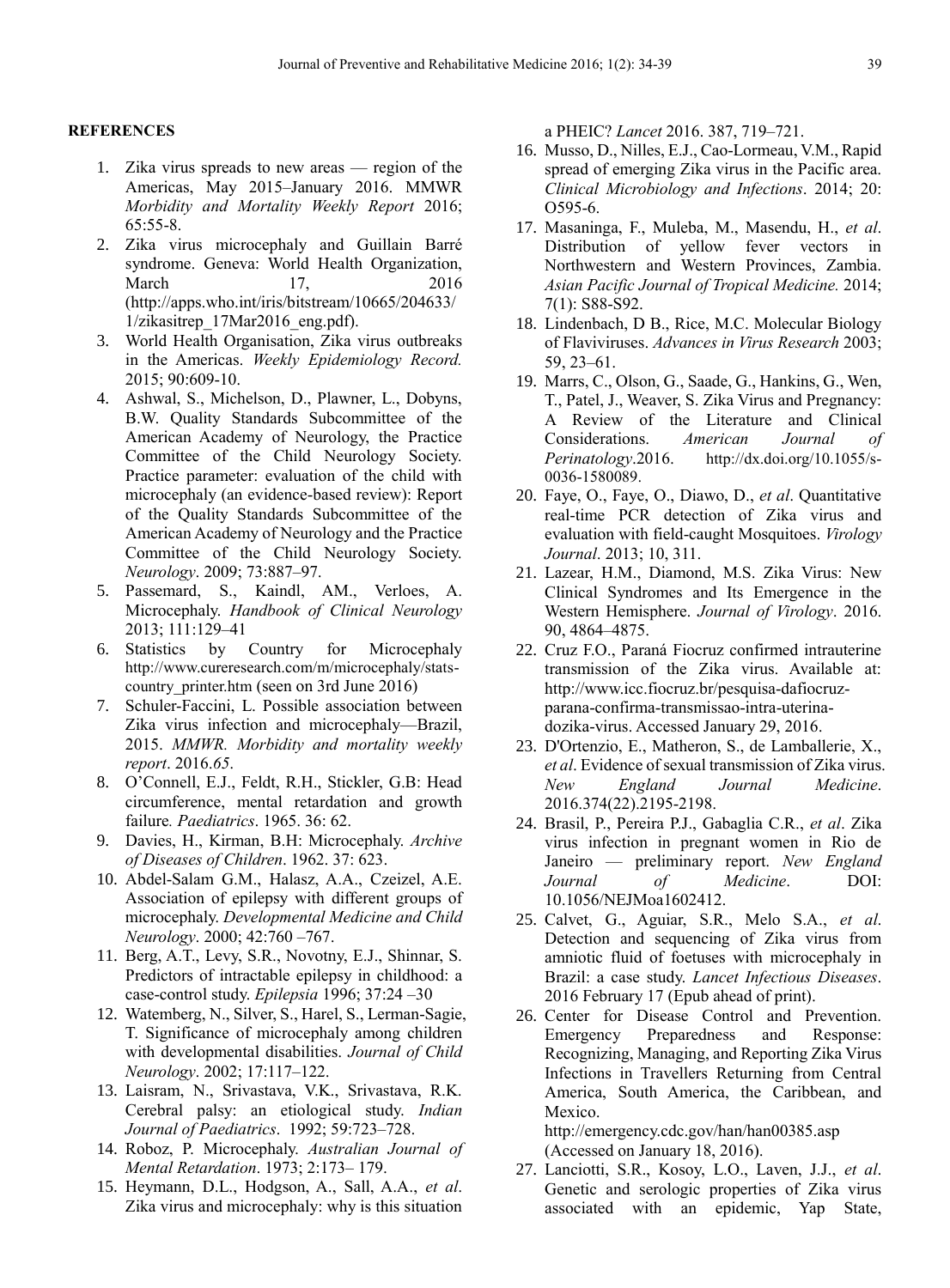**REFERENCES**

1. Zika virus spreads to new areas — region of the Americas, May 2015–January 2016. MMWR *Morbidity and Mortality Weekly Report* 2016; 65:55-8.
2. Zika virus microcephaly and Guillain Barré syndrome. Geneva: World Health Organization, March 17, 2016 (http://apps.who.int/iris/bitstream/10665/204633/1/zikasitrep_17Mar2016_eng.pdf).
3. World Health Organisation, Zika virus outbreaks in the Americas. *Weekly Epidemiology Record.* 2015; 90:609-10.
4. Ashwal, S., Michelson, D., Plawner, L., Dobyns, B.W. Quality Standards Subcommittee of the American Academy of Neurology, the Practice Committee of the Child Neurology Society. Practice parameter: evaluation of the child with microcephaly (an evidence-based review): Report of the Quality Standards Subcommittee of the American Academy of Neurology and the Practice Committee of the Child Neurology Society. *Neurology*. 2009; 73:887–97.
5. Passemard, S., Kaindl, AM., Verloes, A. Microcephaly. *Handbook of Clinical Neurology* 2013; 111:129–41
6. Statistics by Country for Microcephaly http://www.cureresearch.com/m/microcephaly/stats-country_printer.htm (seen on 3rd June 2016)
7. Schuler-Faccini, L. Possible association between Zika virus infection and microcephaly—Brazil, 2015. *MMWR. Morbidity and mortality weekly report*. 2016.*65*.
8. O'Connell, E.J., Feldt, R.H., Stickler, G.B: Head circumference, mental retardation and growth failure*. Paediatrics*. 1965. 36: 62.
9. Davies, H., Kirman, B.H: Microcephaly. *Archive of Diseases of Children*. 1962. 37: 623.
10. Abdel-Salam G.M., Halasz, A.A., Czeizel, A.E. Association of epilepsy with different groups of microcephaly. *Developmental Medicine and Child Neurology*. 2000; 42:760 –767.
11. Berg, A.T., Levy, S.R., Novotny, E.J., Shinnar, S. Predictors of intractable epilepsy in childhood: a case-control study. *Epilepsia* 1996; 37:24 –30
12. Watemberg, N., Silver, S., Harel, S., Lerman-Sagie, T. Significance of microcephaly among children with developmental disabilities. *Journal of Child Neurology*. 2002; 17:117–122.
13. Laisram, N., Srivastava, V.K., Srivastava, R.K. Cerebral palsy: an etiological study. *Indian Journal of Paediatrics*. 1992; 59:723–728.
14. Roboz, P. Microcephaly. *Australian Journal of Mental Retardation*. 1973; 2:173– 179.
15. Heymann, D.L., Hodgson, A., Sall, A.A., *et al*. Zika virus and microcephaly: why is this situation a PHEIC? *Lancet* 2016. 387, 719–721.
16. Musso, D., Nilles, E.J., Cao-Lormeau, V.M., Rapid spread of emerging Zika virus in the Pacific area. *Clinical Microbiology and Infections*. 2014; 20: O595-6.
17. Masaninga, F., Muleba, M., Masendu, H., *et al*. Distribution of yellow fever vectors in Northwestern and Western Provinces, Zambia. *Asian Pacific Journal of Tropical Medicine.* 2014; 7(1): S88-S92.
18. Lindenbach, D B., Rice, M.C. Molecular Biology of Flaviviruses. *Advances in Virus Research* 2003; 59, 23–61.
19. Marrs, C., Olson, G., Saade, G., Hankins, G., Wen, T., Patel, J., Weaver, S. Zika Virus and Pregnancy: A Review of the Literature and Clinical Considerations. *American Journal of Perinatology*.2016. http://dx.doi.org/10.1055/s-0036-1580089.
20. Faye, O., Faye, O., Diawo, D., *et al*. Quantitative real-time PCR detection of Zika virus and evaluation with field-caught Mosquitoes. *Virology Journal*. 2013; 10, 311.
21. Lazear, H.M., Diamond, M.S. Zika Virus: New Clinical Syndromes and Its Emergence in the Western Hemisphere. *Journal of Virology*. 2016. 90, 4864–4875.
22. Cruz F.O., Paraná Fiocruz confirmed intrauterine transmission of the Zika virus. Available at: http://www.icc.fiocruz.br/pesquisa-dafiocruz-parana-confirma-transmissao-intra-uterina-dozika-virus. Accessed January 29, 2016.
23. D'Ortenzio, E., Matheron, S., de Lamballerie, X., *et al*. Evidence of sexual transmission of Zika virus. *New England Journal Medicine*. 2016.374(22).2195-2198.
24. Brasil, P., Pereira P.J., Gabaglia C.R., *et al*. Zika virus infection in pregnant women in Rio de Janeiro — preliminary report. *New England Journal of Medicine*. DOI: 10.1056/NEJMoa1602412.
25. Calvet, G., Aguiar, S.R., Melo S.A., *et al.* Detection and sequencing of Zika virus from amniotic fluid of foetuses with microcephaly in Brazil: a case study. *Lancet Infectious Diseases*. 2016 February 17 (Epub ahead of print).
26. Center for Disease Control and Prevention. Emergency Preparedness and Response: Recognizing, Managing, and Reporting Zika Virus Infections in Travellers Returning from Central America, South America, the Caribbean, and Mexico.
    http://emergency.cdc.gov/han/han00385.asp (Accessed on January 18, 2016).
27. Lanciotti, S.R., Kosoy, L.O., Laven, J.J., *et al.* Genetic and serologic properties of Zika virus associated with an epidemic, Yap State,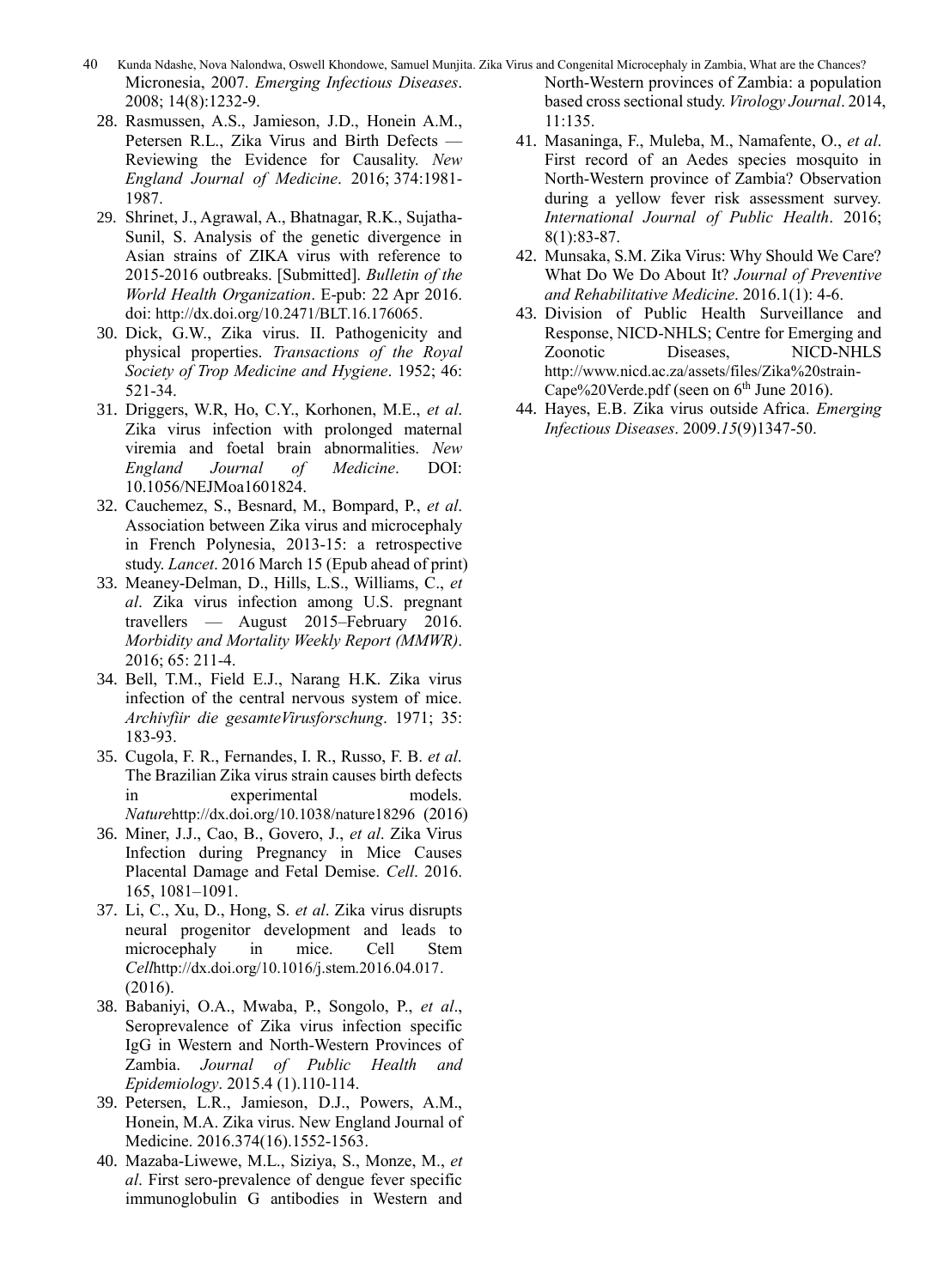Micronesia, 2007. *Emerging Infectious Diseases*. 2008; 14(8):1232-9.

28. Rasmussen, A.S., Jamieson, J.D., Honein A.M., Petersen R.L., Zika Virus and Birth Defects — Reviewing the Evidence for Causality. *New England Journal of Medicine*. 2016; 374:1981-1987.
29. Shrinet, J., Agrawal, A., Bhatnagar, R.K., Sujatha-Sunil, S. Analysis of the genetic divergence in Asian strains of ZIKA virus with reference to 2015-2016 outbreaks. [Submitted]. *Bulletin of the World Health Organization*. E-pub: 22 Apr 2016. doi: http://dx.doi.org/10.2471/BLT.16.176065.
30. Dick, G.W., Zika virus. II. Pathogenicity and physical properties. *Transactions of the Royal Society of Trop Medicine and Hygiene*. 1952; 46: 521-34.
31. Driggers, W.R, Ho, C.Y., Korhonen, M.E., *et al*. Zika virus infection with prolonged maternal viremia and foetal brain abnormalities. *New England Journal of Medicine*. DOI: 10.1056/NEJMoa1601824.
32. Cauchemez, S., Besnard, M., Bompard, P., *et al*. Association between Zika virus and microcephaly in French Polynesia, 2013-15: a retrospective study. *Lancet*. 2016 March 15 (Epub ahead of print)
33. Meaney-Delman, D., Hills, L.S., Williams, C., *et al*. Zika virus infection among U.S. pregnant travellers — August 2015–February 2016. *Morbidity and Mortality Weekly Report (MMWR)*. 2016; 65: 211-4.
34. Bell, T.M., Field E.J., Narang H.K. Zika virus infection of the central nervous system of mice. *Archivfiir die gesamteVirusforschung*. 1971; 35: 183-93.
35. Cugola, F. R., Fernandes, I. R., Russo, F. B. *et al*. The Brazilian Zika virus strain causes birth defects in experimental models. *Nature*http://dx.doi.org/10.1038/nature18296 (2016)
36. Miner, J.J., Cao, B., Govero, J., *et al*. Zika Virus Infection during Pregnancy in Mice Causes Placental Damage and Fetal Demise. *Cell*. 2016. 165, 1081–1091.
37. Li, C., Xu, D., Hong, S. *et al*. Zika virus disrupts neural progenitor development and leads to microcephaly in mice. Cell Stem *Cell*http://dx.doi.org/10.1016/j.stem.2016.04.017. (2016).
38. Babaniyi, O.A., Mwaba, P., Songolo, P., *et al*., Seroprevalence of Zika virus infection specific IgG in Western and North-Western Provinces of Zambia. *Journal of Public Health and Epidemiology*. 2015.4 (1).110-114.
39. Petersen, L.R., Jamieson, D.J., Powers, A.M., Honein, M.A. Zika virus. New England Journal of Medicine. 2016.374(16).1552-1563.
40. Mazaba-Liwewe, M.L., Siziya, S., Monze, M., *et al*. First sero-prevalence of dengue fever specific immunoglobulin G antibodies in Western and North-Western provinces of Zambia: a population based cross sectional study. *Virology Journal*. 2014, 11:135.
41. Masaninga, F., Muleba, M., Namafente, O., *et al*. First record of an Aedes species mosquito in North-Western province of Zambia? Observation during a yellow fever risk assessment survey. *International Journal of Public Health*. 2016; 8(1):83-87.
42. Munsaka, S.M. Zika Virus: Why Should We Care? What Do We Do About It? *Journal of Preventive and Rehabilitative Medicine*. 2016.1(1): 4-6.
43. Division of Public Health Surveillance and Response, NICD-NHLS; Centre for Emerging and Zoonotic Diseases, NICD-NHLS http://www.nicd.ac.za/assets/files/Zika%20strain-Cape%20Verde.pdf (seen on 6th June 2016).
44. Hayes, E.B. Zika virus outside Africa. *Emerging Infectious Diseases*. 2009.*15*(9)1347-50.